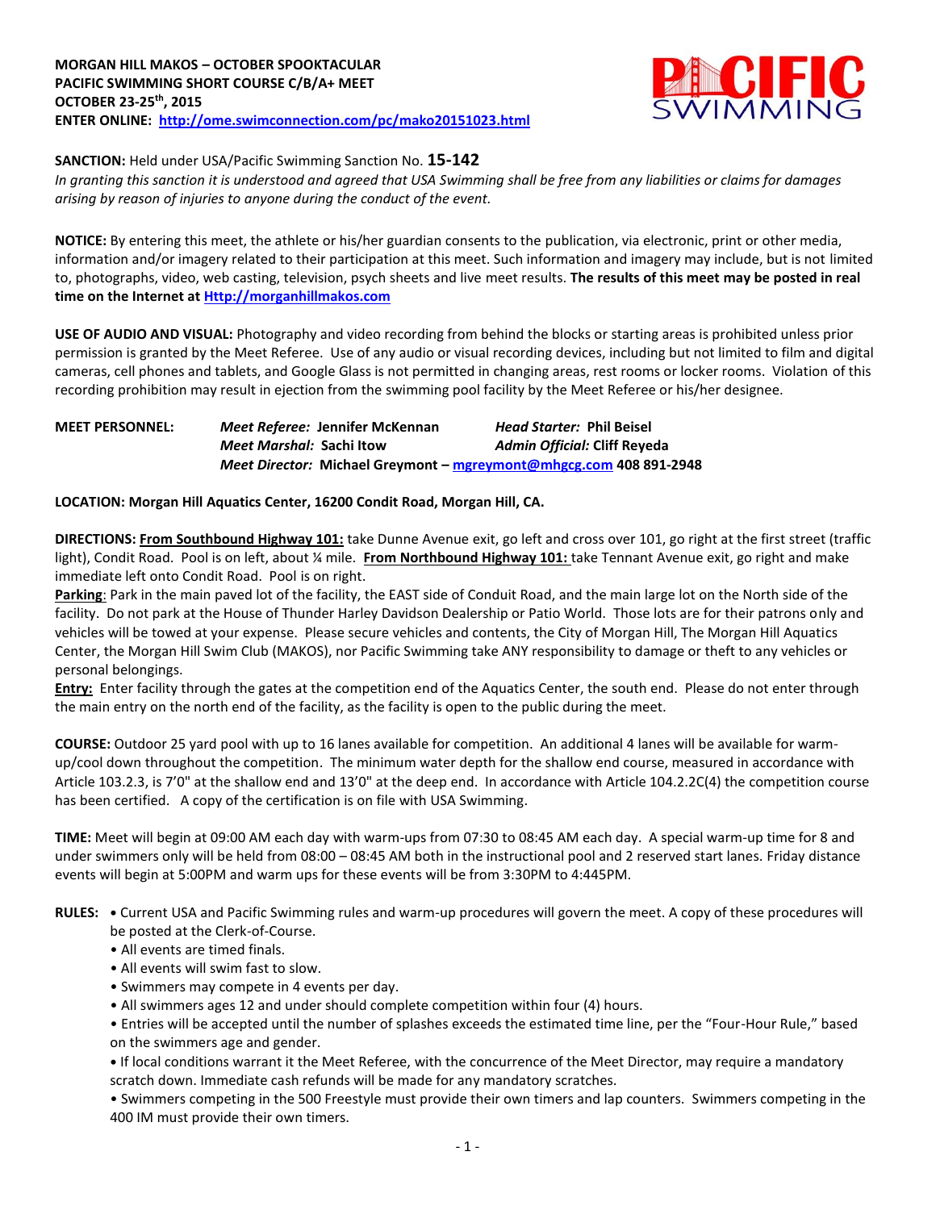**MORGAN HILL MAKOS – OCTOBER SPOOKTACULAR**
**PACIFIC SWIMMING SHORT COURSE C/B/A+ MEET**
**OCTOBER 23-25th, 2015**
**ENTER ONLINE: http://ome.swimconnection.com/pc/mako20151023.html**

**SANCTION:** Held under USA/Pacific Swimming Sanction No. **15-142**
*In granting this sanction it is understood and agreed that USA Swimming shall be free from any liabilities or claims for damages arising by reason of injuries to anyone during the conduct of the event.*

**NOTICE:** By entering this meet, the athlete or his/her guardian consents to the publication, via electronic, print or other media, information and/or imagery related to their participation at this meet. Such information and imagery may include, but is not limited to, photographs, video, web casting, television, psych sheets and live meet results. **The results of this meet may be posted in real time on the Internet at Http://morganhillmakos.com**

**USE OF AUDIO AND VISUAL:** Photography and video recording from behind the blocks or starting areas is prohibited unless prior permission is granted by the Meet Referee. Use of any audio or visual recording devices, including but not limited to film and digital cameras, cell phones and tablets, and Google Glass is not permitted in changing areas, rest rooms or locker rooms. Violation of this recording prohibition may result in ejection from the swimming pool facility by the Meet Referee or his/her designee.

**MEET PERSONNEL:**
*Meet Referee:* **Jennifer McKennan**
*Head Starter:* **Phil Beisel**
*Meet Marshal:* **Sachi Itow**
*Admin Official:* **Cliff Reyeda**
*Meet Director:* **Michael Greymont – mgreymont@mhgcg.com 408 891-2948**

**LOCATION: Morgan Hill Aquatics Center, 16200 Condit Road, Morgan Hill, CA.**

**DIRECTIONS:** **From Southbound Highway 101:** take Dunne Avenue exit, go left and cross over 101, go right at the first street (traffic light), Condit Road. Pool is on left, about ¼ mile. **From Northbound Highway 101:** take Tennant Avenue exit, go right and make immediate left onto Condit Road. Pool is on right.
**Parking**: Park in the main paved lot of the facility, the EAST side of Conduit Road, and the main large lot on the North side of the facility. Do not park at the House of Thunder Harley Davidson Dealership or Patio World. Those lots are for their patrons only and vehicles will be towed at your expense. Please secure vehicles and contents, the City of Morgan Hill, The Morgan Hill Aquatics Center, the Morgan Hill Swim Club (MAKOS), nor Pacific Swimming take ANY responsibility to damage or theft to any vehicles or personal belongings.
**Entry:** Enter facility through the gates at the competition end of the Aquatics Center, the south end. Please do not enter through the main entry on the north end of the facility, as the facility is open to the public during the meet.

**COURSE:** Outdoor 25 yard pool with up to 16 lanes available for competition. An additional 4 lanes will be available for warm-up/cool down throughout the competition. The minimum water depth for the shallow end course, measured in accordance with Article 103.2.3, is 7'0" at the shallow end and 13'0" at the deep end. In accordance with Article 104.2.2C(4) the competition course has been certified. A copy of the certification is on file with USA Swimming.

**TIME:** Meet will begin at 09:00 AM each day with warm-ups from 07:30 to 08:45 AM each day. A special warm-up time for 8 and under swimmers only will be held from 08:00 – 08:45 AM both in the instructional pool and 2 reserved start lanes. Friday distance events will begin at 5:00PM and warm ups for these events will be from 3:30PM to 4:445PM.

**RULES:**
- Current USA and Pacific Swimming rules and warm-up procedures will govern the meet. A copy of these procedures will be posted at the Clerk-of-Course.
- All events are timed finals.
- All events will swim fast to slow.
- Swimmers may compete in 4 events per day.
- All swimmers ages 12 and under should complete competition within four (4) hours.
- Entries will be accepted until the number of splashes exceeds the estimated time line, per the "Four-Hour Rule," based on the swimmers age and gender.
- If local conditions warrant it the Meet Referee, with the concurrence of the Meet Director, may require a mandatory scratch down. Immediate cash refunds will be made for any mandatory scratches.
- Swimmers competing in the 500 Freestyle must provide their own timers and lap counters. Swimmers competing in the 400 IM must provide their own timers.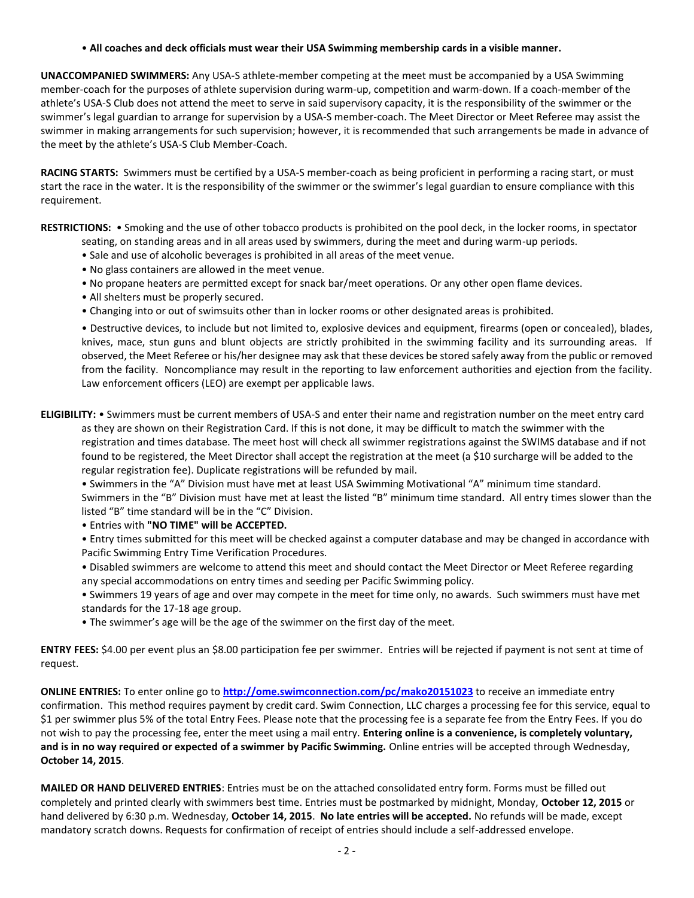• **All coaches and deck officials must wear their USA Swimming membership cards in a visible manner.**

**UNACCOMPANIED SWIMMERS:** Any USA-S athlete-member competing at the meet must be accompanied by a USA Swimming member-coach for the purposes of athlete supervision during warm-up, competition and warm-down. If a coach-member of the athlete's USA-S Club does not attend the meet to serve in said supervisory capacity, it is the responsibility of the swimmer or the swimmer's legal guardian to arrange for supervision by a USA-S member-coach. The Meet Director or Meet Referee may assist the swimmer in making arrangements for such supervision; however, it is recommended that such arrangements be made in advance of the meet by the athlete's USA-S Club Member-Coach.

**RACING STARTS:** Swimmers must be certified by a USA-S member-coach as being proficient in performing a racing start, or must start the race in the water. It is the responsibility of the swimmer or the swimmer's legal guardian to ensure compliance with this requirement.

**RESTRICTIONS:**
- Smoking and the use of other tobacco products is prohibited on the pool deck, in the locker rooms, in spectator seating, on standing areas and in all areas used by swimmers, during the meet and during warm-up periods.
- Sale and use of alcoholic beverages is prohibited in all areas of the meet venue.
- No glass containers are allowed in the meet venue.
- No propane heaters are permitted except for snack bar/meet operations. Or any other open flame devices.
- All shelters must be properly secured.
- Changing into or out of swimsuits other than in locker rooms or other designated areas is prohibited.
- Destructive devices, to include but not limited to, explosive devices and equipment, firearms (open or concealed), blades, knives, mace, stun guns and blunt objects are strictly prohibited in the swimming facility and its surrounding areas. If observed, the Meet Referee or his/her designee may ask that these devices be stored safely away from the public or removed from the facility. Noncompliance may result in the reporting to law enforcement authorities and ejection from the facility. Law enforcement officers (LEO) are exempt per applicable laws.

**ELIGIBILITY:**
- Swimmers must be current members of USA-S and enter their name and registration number on the meet entry card as they are shown on their Registration Card. If this is not done, it may be difficult to match the swimmer with the registration and times database. The meet host will check all swimmer registrations against the SWIMS database and if not found to be registered, the Meet Director shall accept the registration at the meet (a $10 surcharge will be added to the regular registration fee). Duplicate registrations will be refunded by mail.
- Swimmers in the "A" Division must have met at least USA Swimming Motivational "A" minimum time standard. Swimmers in the "B" Division must have met at least the listed "B" minimum time standard. All entry times slower than the listed "B" time standard will be in the "C" Division.
- Entries with **"NO TIME" will be ACCEPTED.**
- Entry times submitted for this meet will be checked against a computer database and may be changed in accordance with Pacific Swimming Entry Time Verification Procedures.
- Disabled swimmers are welcome to attend this meet and should contact the Meet Director or Meet Referee regarding any special accommodations on entry times and seeding per Pacific Swimming policy.
- Swimmers 19 years of age and over may compete in the meet for time only, no awards. Such swimmers must have met standards for the 17-18 age group.
- The swimmer's age will be the age of the swimmer on the first day of the meet.

**ENTRY FEES:** $4.00 per event plus an $8.00 participation fee per swimmer. Entries will be rejected if payment is not sent at time of request.

**ONLINE ENTRIES:** To enter online go to **http://ome.swimconnection.com/pc/mako20151023** to receive an immediate entry confirmation. This method requires payment by credit card. Swim Connection, LLC charges a processing fee for this service, equal to $1 per swimmer plus 5% of the total Entry Fees. Please note that the processing fee is a separate fee from the Entry Fees. If you do not wish to pay the processing fee, enter the meet using a mail entry. **Entering online is a convenience, is completely voluntary, and is in no way required or expected of a swimmer by Pacific Swimming.** Online entries will be accepted through Wednesday, **October 14, 2015**.

**MAILED OR HAND DELIVERED ENTRIES**: Entries must be on the attached consolidated entry form. Forms must be filled out completely and printed clearly with swimmers best time. Entries must be postmarked by midnight, Monday, **October 12, 2015** or hand delivered by 6:30 p.m. Wednesday, **October 14, 2015**. **No late entries will be accepted.** No refunds will be made, except mandatory scratch downs. Requests for confirmation of receipt of entries should include a self-addressed envelope.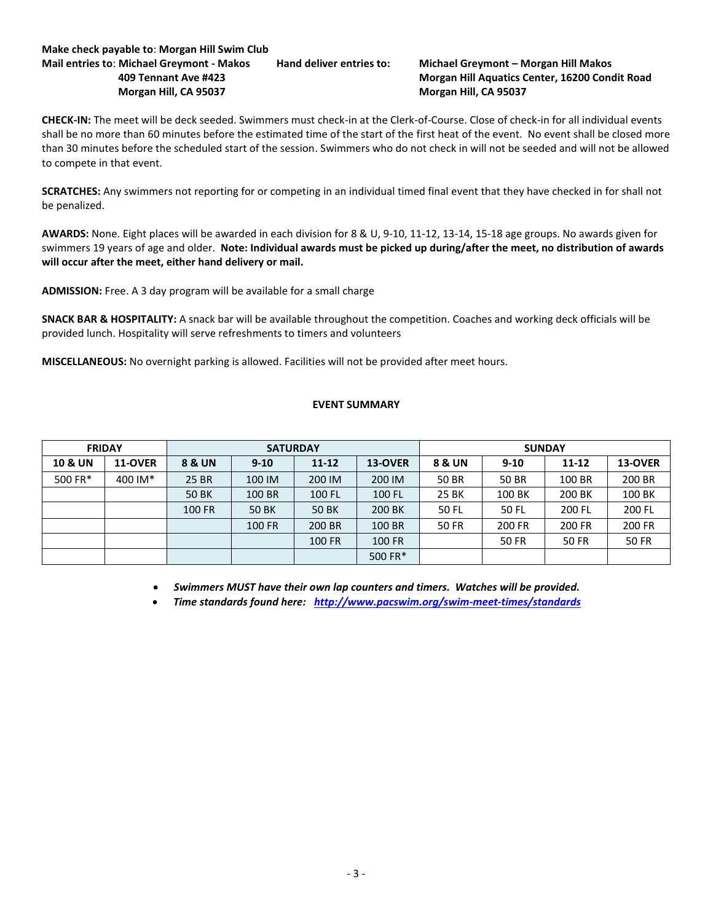**Make check payable to**: **Morgan Hill Swim Club**

**Mail entries to**: **Michael Greymont - Makos**
**409 Tennant Ave #423**
**Morgan Hill, CA 95037**

**Hand deliver entries to:** **Michael Greymont – Morgan Hill Makos**
**Morgan Hill Aquatics Center, 16200 Condit Road**
**Morgan Hill, CA 95037**

**CHECK-IN:** The meet will be deck seeded. Swimmers must check-in at the Clerk-of-Course. Close of check-in for all individual events shall be no more than 60 minutes before the estimated time of the start of the first heat of the event. No event shall be closed more than 30 minutes before the scheduled start of the session. Swimmers who do not check in will not be seeded and will not be allowed to compete in that event.

**SCRATCHES:** Any swimmers not reporting for or competing in an individual timed final event that they have checked in for shall not be penalized.

**AWARDS:** None. Eight places will be awarded in each division for 8 & U, 9-10, 11-12, 13-14, 15-18 age groups. No awards given for swimmers 19 years of age and older. **Note: Individual awards must be picked up during/after the meet, no distribution of awards will occur after the meet, either hand delivery or mail.**

**ADMISSION:** Free. A 3 day program will be available for a small charge

**SNACK BAR & HOSPITALITY:** A snack bar will be available throughout the competition. Coaches and working deck officials will be provided lunch. Hospitality will serve refreshments to timers and volunteers

**MISCELLANEOUS:** No overnight parking is allowed. Facilities will not be provided after meet hours.

**EVENT SUMMARY**

| FRIDAY | | SATURDAY | | | | SUNDAY | | | |
|---|---|---|---|---|---|---|---|---|---|
| **10 & UN** | **11-OVER** | **8 & UN** | **9-10** | **11-12** | **13-OVER** | **8 & UN** | **9-10** | **11-12** | **13-OVER** |
| 500 FR* | 400 IM* | 25 BR | 100 IM | 200 IM | 200 IM | 50 BR | 50 BR | 100 BR | 200 BR |
| | | 50 BK | 100 BR | 100 FL | 100 FL | 25 BK | 100 BK | 200 BK | 100 BK |
| | | 100 FR | 50 BK | 50 BK | 200 BK | 50 FL | 50 FL | 200 FL | 200 FL |
| | | | 100 FR | 200 BR | 100 BR | 50 FR | 200 FR | 200 FR | 200 FR |
| | | | | 100 FR | 100 FR | | 50 FR | 50 FR | 50 FR |
| | | | | | 500 FR* | | | | |

- ***Swimmers MUST have their own lap counters and timers. Watches will be provided.***
- ***Time standards found here:*** ***http://www.pacswim.org/swim-meet-times/standards***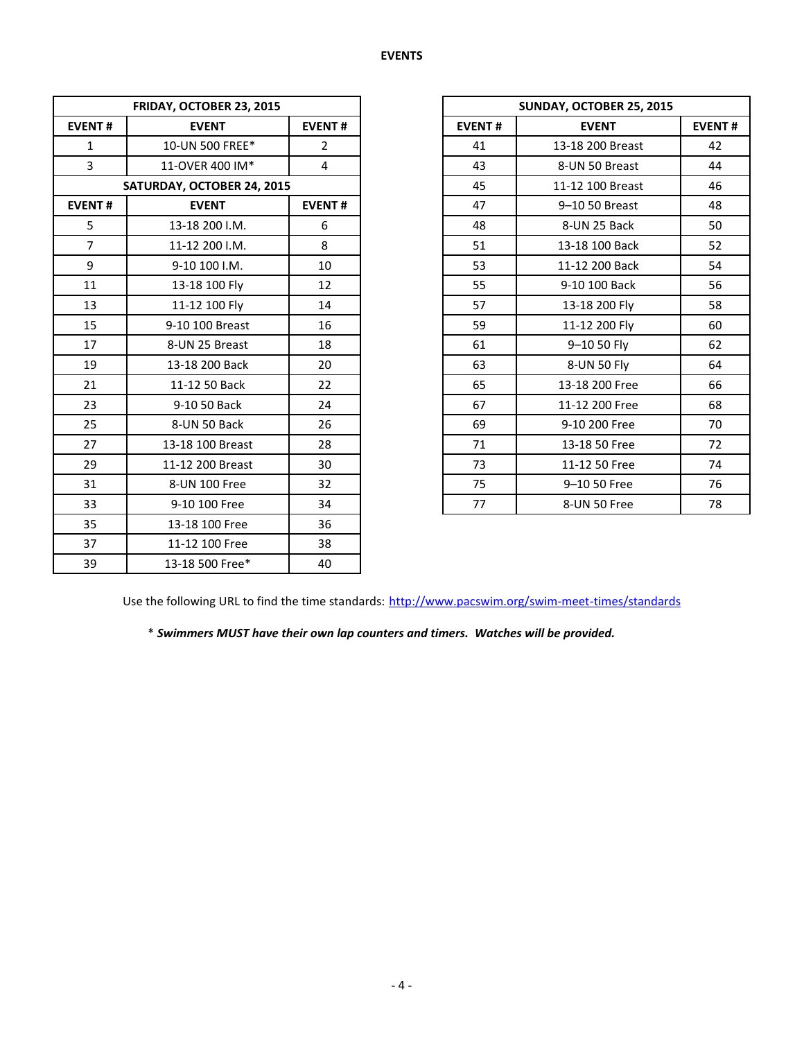# EVENTS

| FRIDAY, OCTOBER 23, 2015 | | |
|---|---|---|
| **EVENT #** | **EVENT** | **EVENT #** |
| 1 | 10-UN 500 FREE* | 2 |
| 3 | 11-OVER 400 IM* | 4 |
| **SATURDAY, OCTOBER 24, 2015** | | |
| **EVENT #** | **EVENT** | **EVENT #** |
| 5 | 13-18 200 I.M. | 6 |
| 7 | 11-12 200 I.M. | 8 |
| 9 | 9-10 100 I.M. | 10 |
| 11 | 13-18 100 Fly | 12 |
| 13 | 11-12 100 Fly | 14 |
| 15 | 9-10 100 Breast | 16 |
| 17 | 8-UN 25 Breast | 18 |
| 19 | 13-18 200 Back | 20 |
| 21 | 11-12 50 Back | 22 |
| 23 | 9-10 50 Back | 24 |
| 25 | 8-UN 50 Back | 26 |
| 27 | 13-18 100 Breast | 28 |
| 29 | 11-12 200 Breast | 30 |
| 31 | 8-UN 100 Free | 32 |
| 33 | 9-10 100 Free | 34 |
| 35 | 13-18 100 Free | 36 |
| 37 | 11-12 100 Free | 38 |
| 39 | 13-18 500 Free* | 40 |

| SUNDAY, OCTOBER 25, 2015 | | |
|---|---|---|
| **EVENT #** | **EVENT** | **EVENT #** |
| 41 | 13-18 200 Breast | 42 |
| 43 | 8-UN 50 Breast | 44 |
| 45 | 11-12 100 Breast | 46 |
| 47 | 9–10 50 Breast | 48 |
| 48 | 8-UN 25 Back | 50 |
| 51 | 13-18 100 Back | 52 |
| 53 | 11-12 200 Back | 54 |
| 55 | 9-10 100 Back | 56 |
| 57 | 13-18 200 Fly | 58 |
| 59 | 11-12 200 Fly | 60 |
| 61 | 9–10 50 Fly | 62 |
| 63 | 8-UN 50 Fly | 64 |
| 65 | 13-18 200 Free | 66 |
| 67 | 11-12 200 Free | 68 |
| 69 | 9-10 200 Free | 70 |
| 71 | 13-18 50 Free | 72 |
| 73 | 11-12 50 Free | 74 |
| 75 | 9–10 50 Free | 76 |
| 77 | 8-UN 50 Free | 78 |

Use the following URL to find the time standards: http://www.pacswim.org/swim-meet-times/standards

* ***Swimmers MUST have their own lap counters and timers. Watches will be provided.***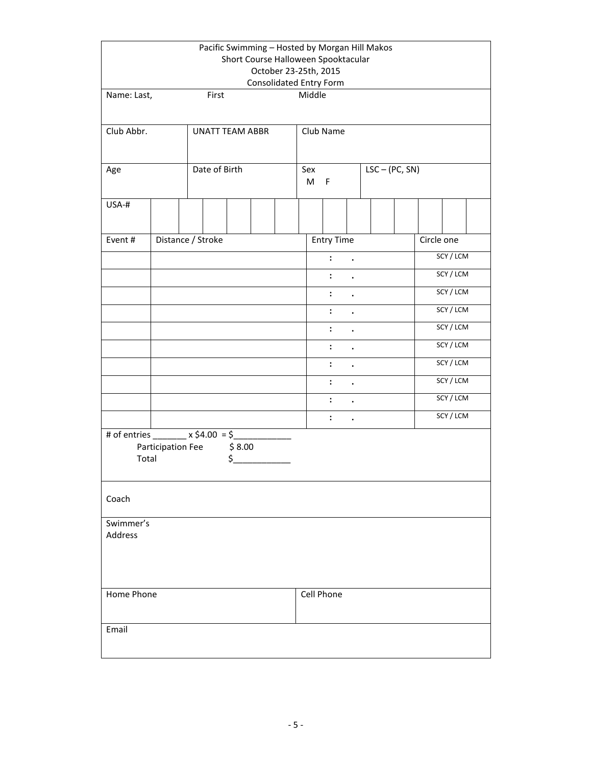Pacific Swimming – Hosted by Morgan Hill Makos
Short Course Halloween Spooktacular
October 23-25th, 2015
Consolidated Entry Form

| | | | |
|---|---|---|---|
| Name: Last, | First | Middle | |
| Club Abbr. | UNATT TEAM ABBR | Club Name | |
| Age | Date of Birth | Sex M F | LSC – (PC, SN) |
| USA-# | | | |

| Event # | Distance / Stroke | Entry Time | Circle one |
|---|---|---|---|
| | | : . | SCY / LCM |
| | | : . | SCY / LCM |
| | | : . | SCY / LCM |
| | | : . | SCY / LCM |
| | | : . | SCY / LCM |
| | | : . | SCY / LCM |
| | | : . | SCY / LCM |
| | | : . | SCY / LCM |
| | | : . | SCY / LCM |
| | | : . | SCY / LCM |

# of entries _______ x $4.00 = $____________
Participation Fee $ 8.00
Total $____________

| | |
|---|---|
| Coach | |
| Swimmer's Address | |
| Home Phone | Cell Phone |
| Email | |